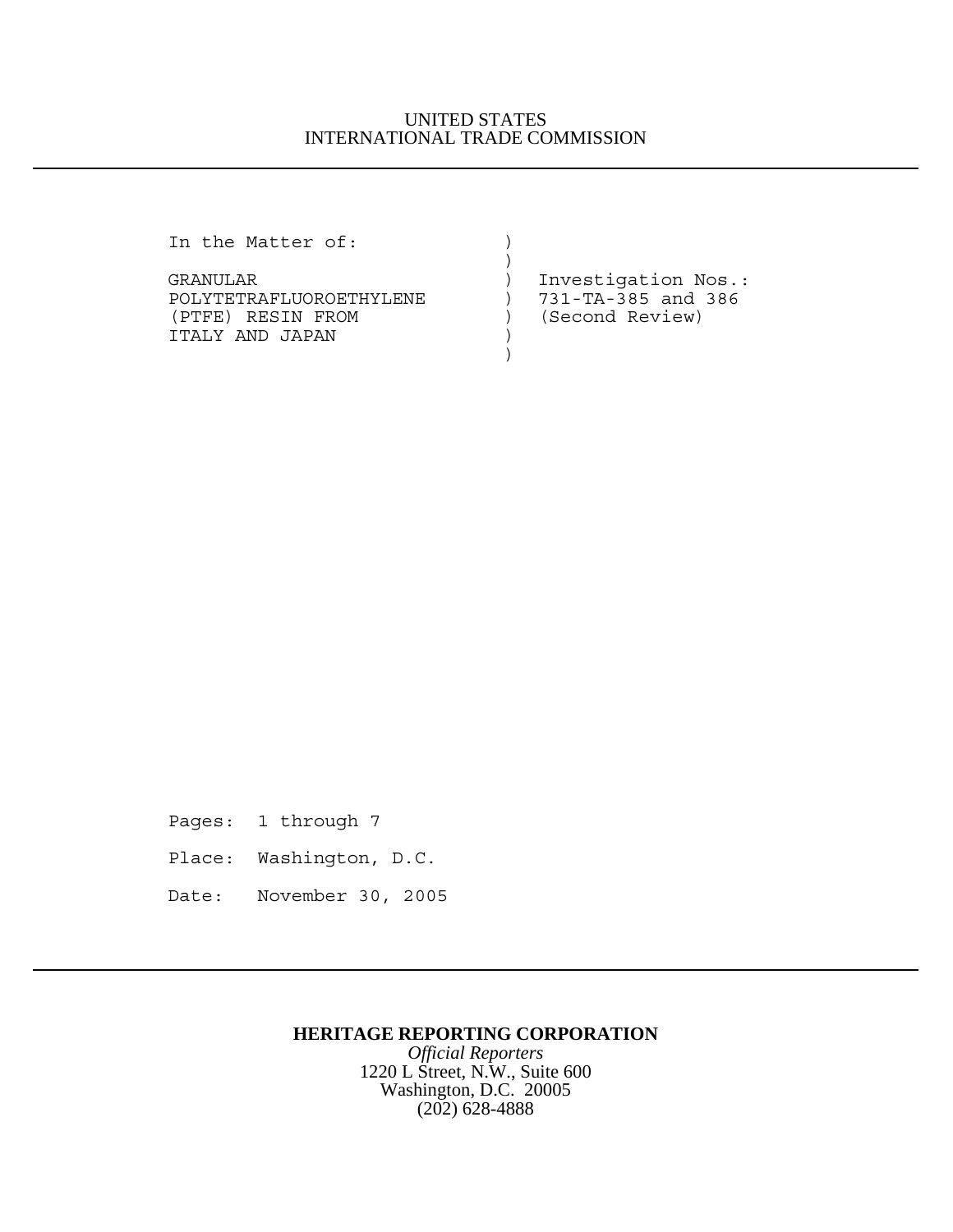UNITED STATES
INTERNATIONAL TRADE COMMISSION

---

```
In the Matter of:             )
                              )
GRANULAR                      )  Investigation Nos.:
POLYTETRAFLUOROETHYLENE       )  731-TA-385 and 386
(PTFE) RESIN FROM             )  (Second Review)
ITALY AND JAPAN               )
                              )
```

Pages: 1 through 7

Place: Washington, D.C.

Date: November 30, 2005

---

**HERITAGE REPORTING CORPORATION**
*Official Reporters*
1220 L Street, N.W., Suite 600
Washington, D.C. 20005
(202) 628-4888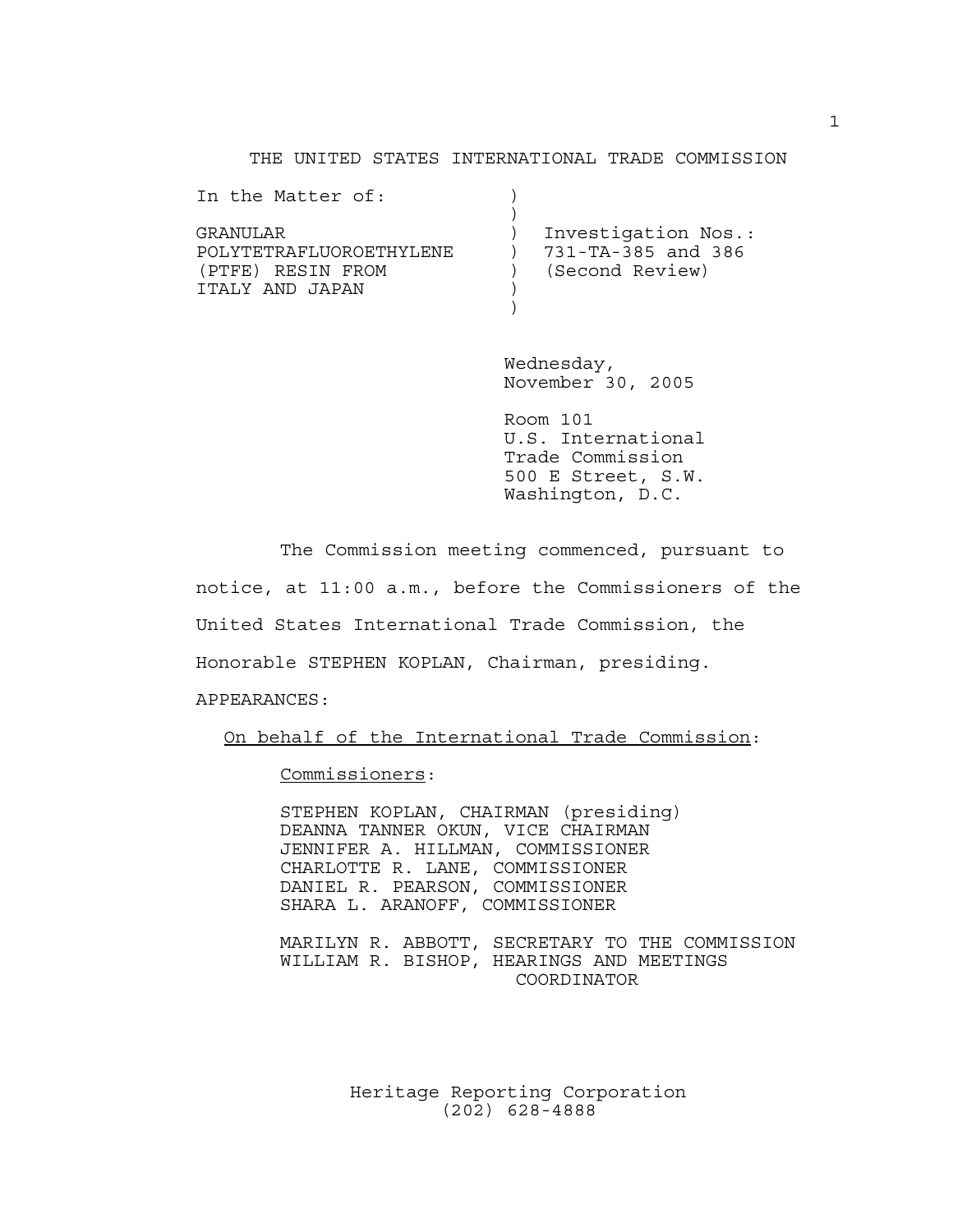THE UNITED STATES INTERNATIONAL TRADE COMMISSION

In the Matter of:

GRANULAR POLYTETRAFLUOROETHYLENE (PTFE) RESIN FROM ITALY AND JAPAN

Investigation Nos.: 731-TA-385 and 386 (Second Review)

Wednesday,
November 30, 2005

Room 101
U.S. International
Trade Commission
500 E Street, S.W.
Washington, D.C.

The Commission meeting commenced, pursuant to notice, at 11:00 a.m., before the Commissioners of the United States International Trade Commission, the Honorable STEPHEN KOPLAN, Chairman, presiding.

APPEARANCES:

On behalf of the International Trade Commission:

Commissioners:

STEPHEN KOPLAN, CHAIRMAN (presiding)
DEANNA TANNER OKUN, VICE CHAIRMAN
JENNIFER A. HILLMAN, COMMISSIONER
CHARLOTTE R. LANE, COMMISSIONER
DANIEL R. PEARSON, COMMISSIONER
SHARA L. ARANOFF, COMMISSIONER

MARILYN R. ABBOTT, SECRETARY TO THE COMMISSION
WILLIAM R. BISHOP, HEARINGS AND MEETINGS COORDINATOR

Heritage Reporting Corporation
(202) 628-4888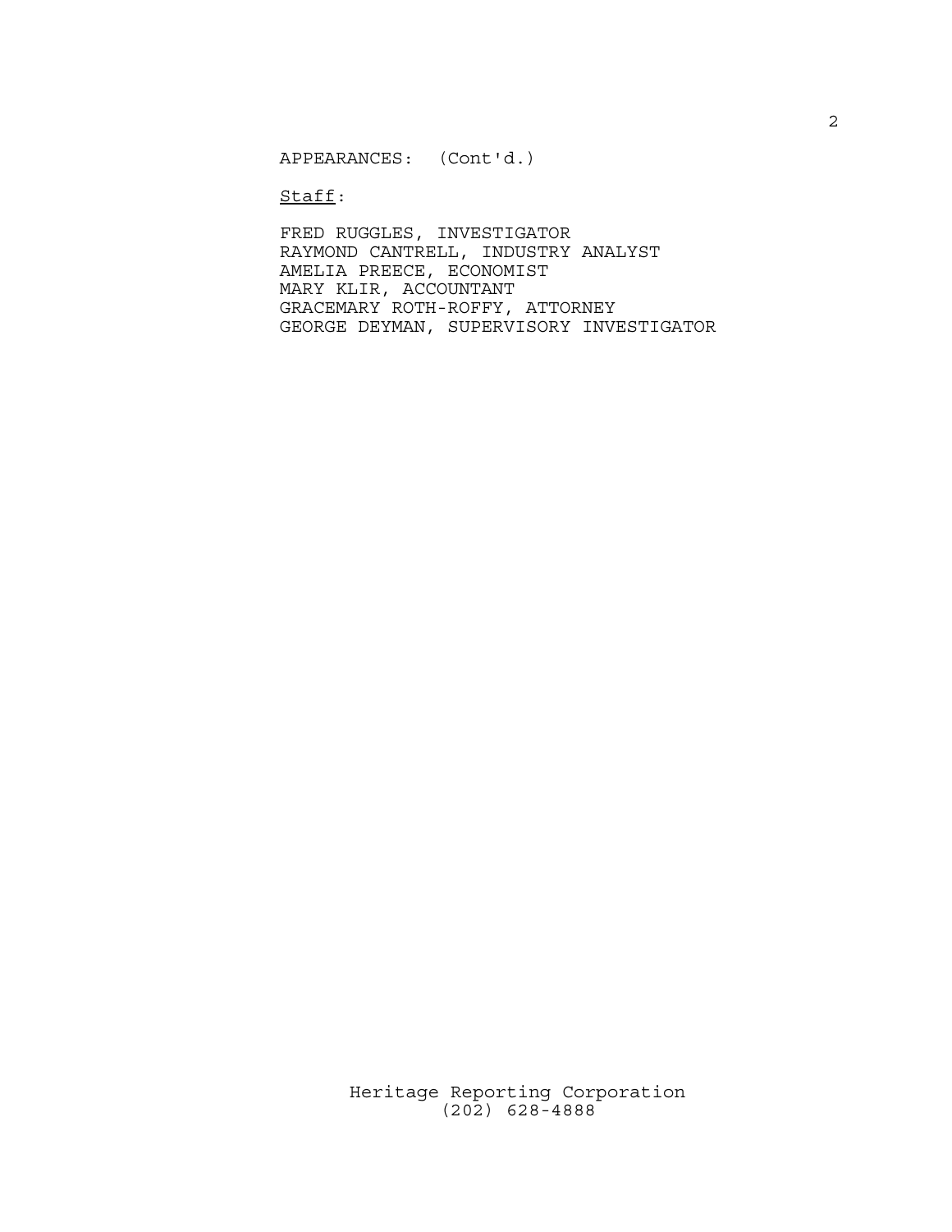APPEARANCES: (Cont'd.)

<u>Staff</u>:

FRED RUGGLES, INVESTIGATOR
RAYMOND CANTRELL, INDUSTRY ANALYST
AMELIA PREECE, ECONOMIST
MARY KLIR, ACCOUNTANT
GRACEMARY ROTH-ROFFY, ATTORNEY
GEORGE DEYMAN, SUPERVISORY INVESTIGATOR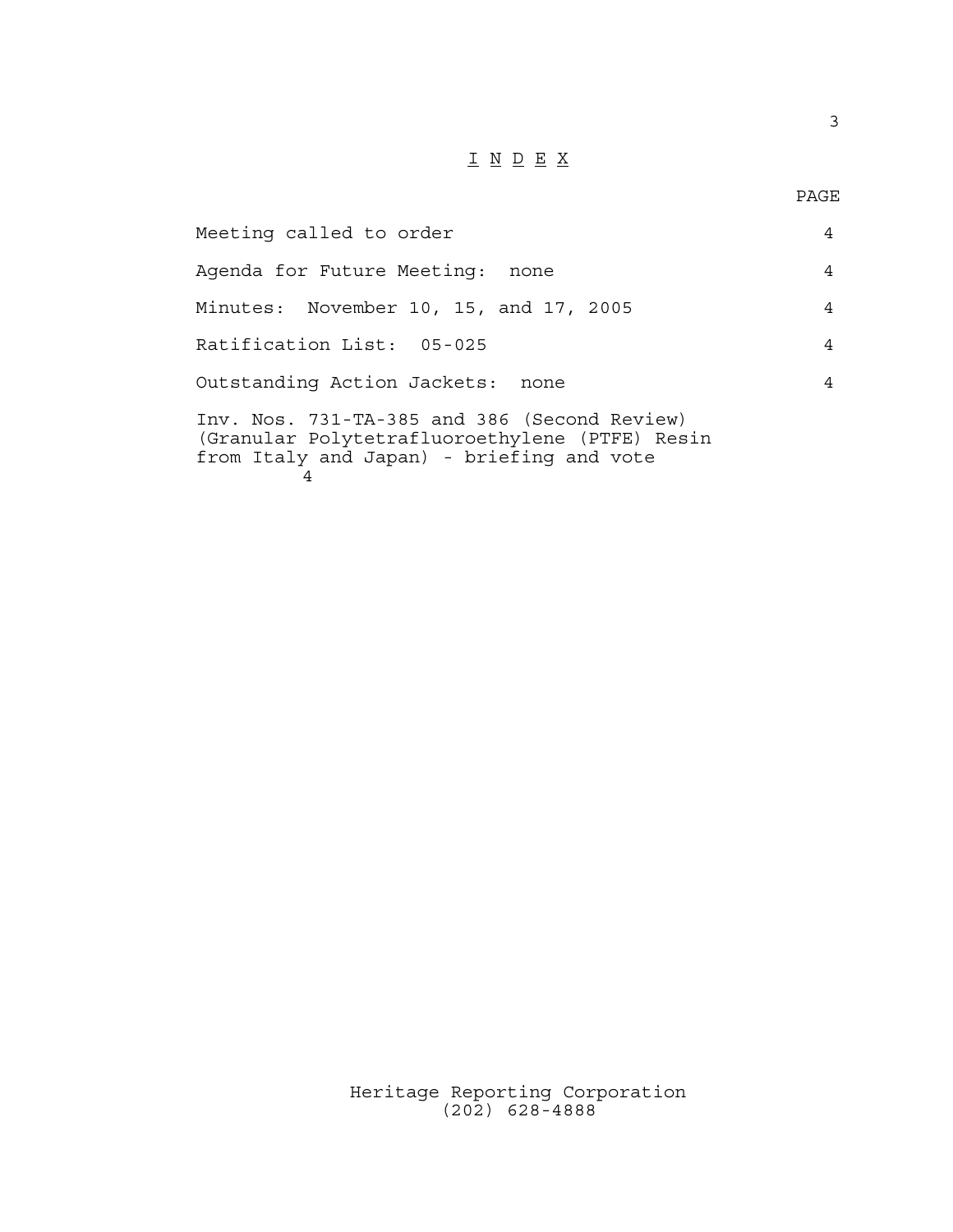# I N D E X

| | PAGE |
|---|---|
| Meeting called to order | 4 |
| Agenda for Future Meeting: none | 4 |
| Minutes: November 10, 15, and 17, 2005 | 4 |
| Ratification List: 05-025 | 4 |
| Outstanding Action Jackets: none | 4 |
| Inv. Nos. 731-TA-385 and 386 (Second Review) (Granular Polytetrafluoroethylene (PTFE) Resin from Italy and Japan) - briefing and vote | 4 |

Heritage Reporting Corporation
(202) 628-4888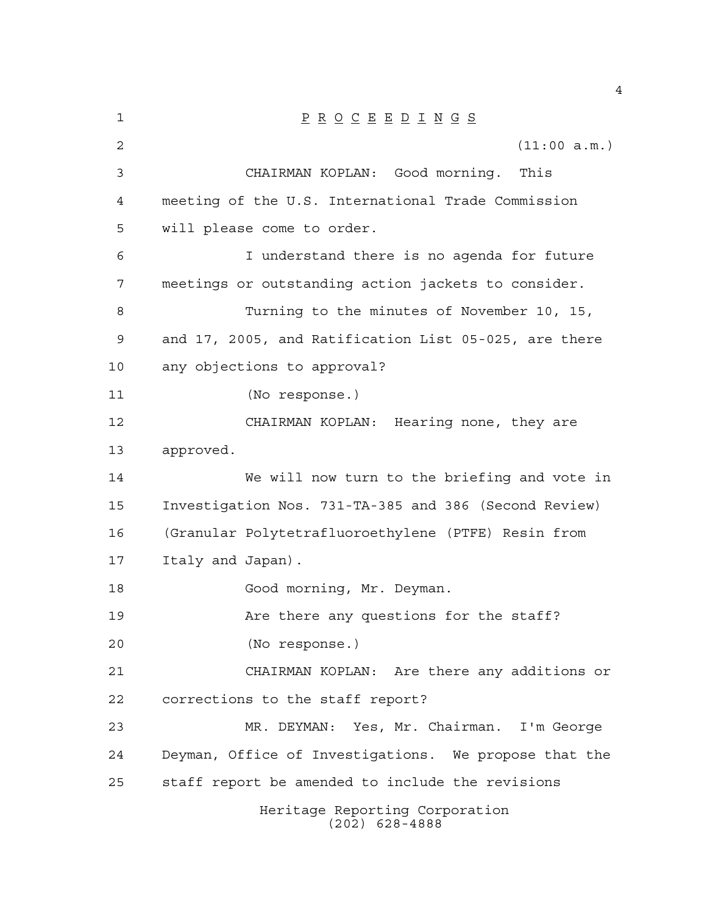P R O C E E D I N G S

(11:00 a.m.)

CHAIRMAN KOPLAN: Good morning. This meeting of the U.S. International Trade Commission will please come to order.

I understand there is no agenda for future meetings or outstanding action jackets to consider.

Turning to the minutes of November 10, 15, and 17, 2005, and Ratification List 05-025, are there any objections to approval?

(No response.)

CHAIRMAN KOPLAN: Hearing none, they are approved.

We will now turn to the briefing and vote in Investigation Nos. 731-TA-385 and 386 (Second Review) (Granular Polytetrafluoroethylene (PTFE) Resin from Italy and Japan).

Good morning, Mr. Deyman.

Are there any questions for the staff?

(No response.)

CHAIRMAN KOPLAN: Are there any additions or corrections to the staff report?

MR. DEYMAN: Yes, Mr. Chairman. I'm George Deyman, Office of Investigations. We propose that the staff report be amended to include the revisions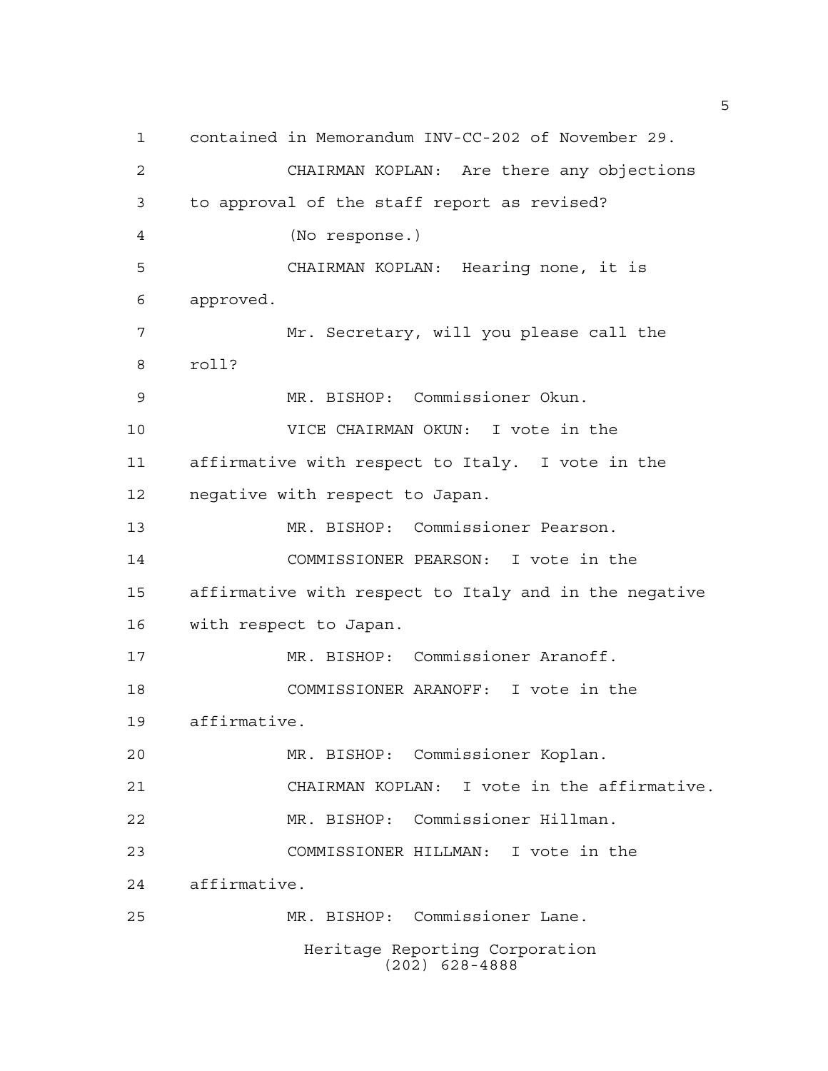contained in Memorandum INV-CC-202 of November 29.

CHAIRMAN KOPLAN: Are there any objections to approval of the staff report as revised?

(No response.)

CHAIRMAN KOPLAN: Hearing none, it is approved.

Mr. Secretary, will you please call the roll?

MR. BISHOP: Commissioner Okun.

VICE CHAIRMAN OKUN: I vote in the affirmative with respect to Italy. I vote in the negative with respect to Japan.

MR. BISHOP: Commissioner Pearson.

COMMISSIONER PEARSON: I vote in the affirmative with respect to Italy and in the negative with respect to Japan.

MR. BISHOP: Commissioner Aranoff.

COMMISSIONER ARANOFF: I vote in the affirmative.

MR. BISHOP: Commissioner Koplan.

CHAIRMAN KOPLAN: I vote in the affirmative.

MR. BISHOP: Commissioner Hillman.

COMMISSIONER HILLMAN: I vote in the affirmative.

MR. BISHOP: Commissioner Lane.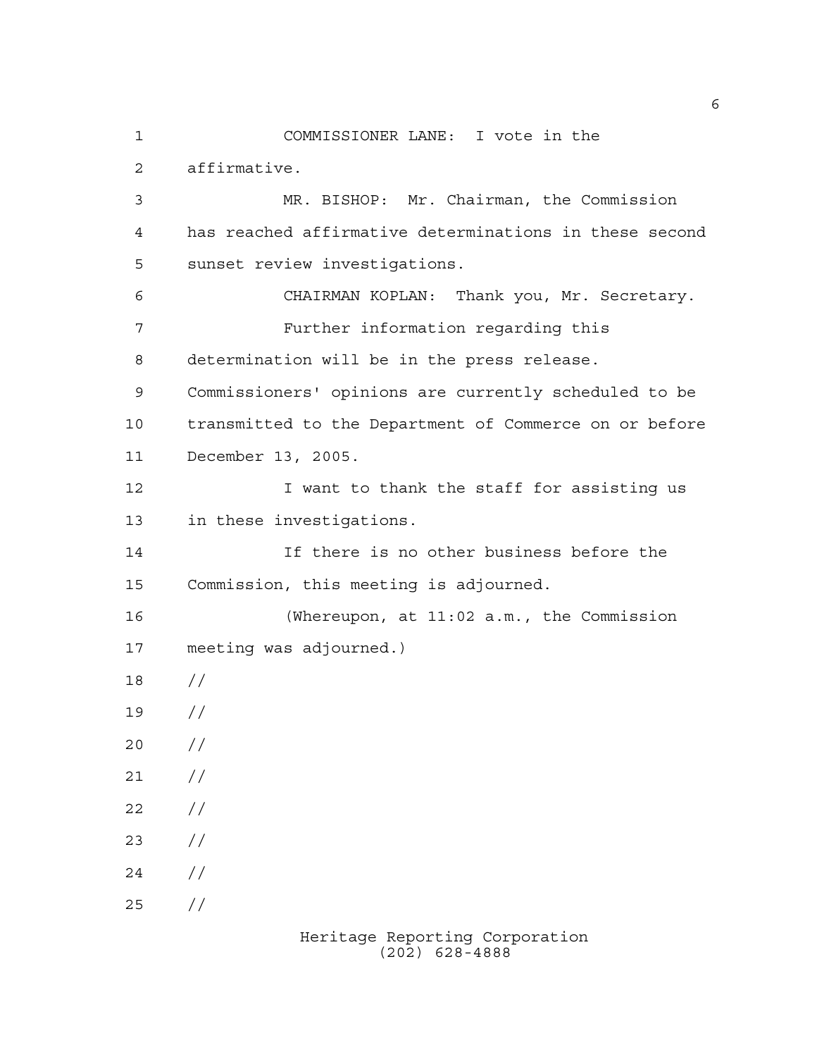COMMISSIONER LANE: I vote in the affirmative.

MR. BISHOP: Mr. Chairman, the Commission has reached affirmative determinations in these second sunset review investigations.

CHAIRMAN KOPLAN: Thank you, Mr. Secretary.

Further information regarding this determination will be in the press release. Commissioners' opinions are currently scheduled to be transmitted to the Department of Commerce on or before December 13, 2005.

I want to thank the staff for assisting us in these investigations.

If there is no other business before the Commission, this meeting is adjourned.

(Whereupon, at 11:02 a.m., the Commission meeting was adjourned.)

//

//

//

//

//

//

//

//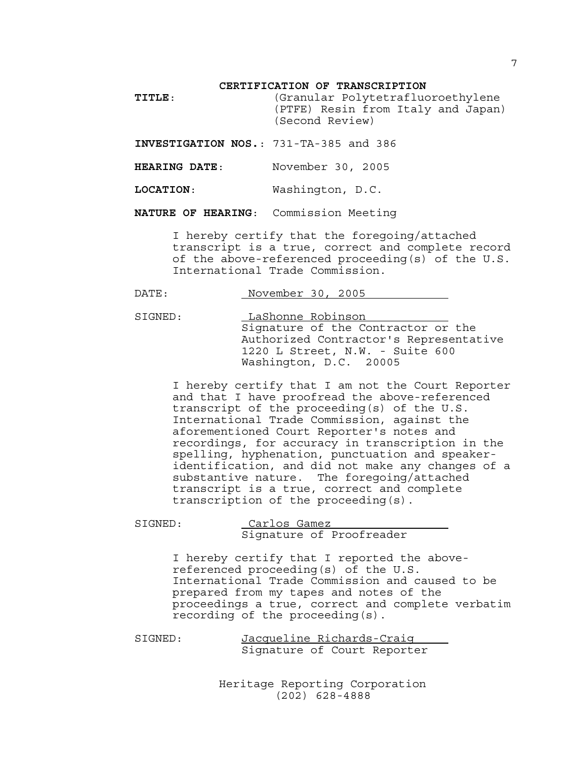## CERTIFICATION OF TRANSCRIPTION

**TITLE**: (Granular Polytetrafluoroethylene (PTFE) Resin from Italy and Japan) (Second Review)

**INVESTIGATION NOS.**: 731-TA-385 and 386

**HEARING DATE**: November 30, 2005

**LOCATION**: Washington, D.C.

**NATURE OF HEARING**: Commission Meeting

I hereby certify that the foregoing/attached transcript is a true, correct and complete record of the above-referenced proceeding(s) of the U.S. International Trade Commission.

DATE: November 30, 2005

SIGNED: LaShonne Robinson
Signature of the Contractor or the Authorized Contractor's Representative
1220 L Street, N.W. - Suite 600
Washington, D.C. 20005

I hereby certify that I am not the Court Reporter and that I have proofread the above-referenced transcript of the proceeding(s) of the U.S. International Trade Commission, against the aforementioned Court Reporter's notes and recordings, for accuracy in transcription in the spelling, hyphenation, punctuation and speaker-identification, and did not make any changes of a substantive nature. The foregoing/attached transcript is a true, correct and complete transcription of the proceeding(s).

SIGNED: Carlos Gamez
Signature of Proofreader

I hereby certify that I reported the above-referenced proceeding(s) of the U.S. International Trade Commission and caused to be prepared from my tapes and notes of the proceedings a true, correct and complete verbatim recording of the proceeding(s).

SIGNED: Jacqueline Richards-Craig
Signature of Court Reporter